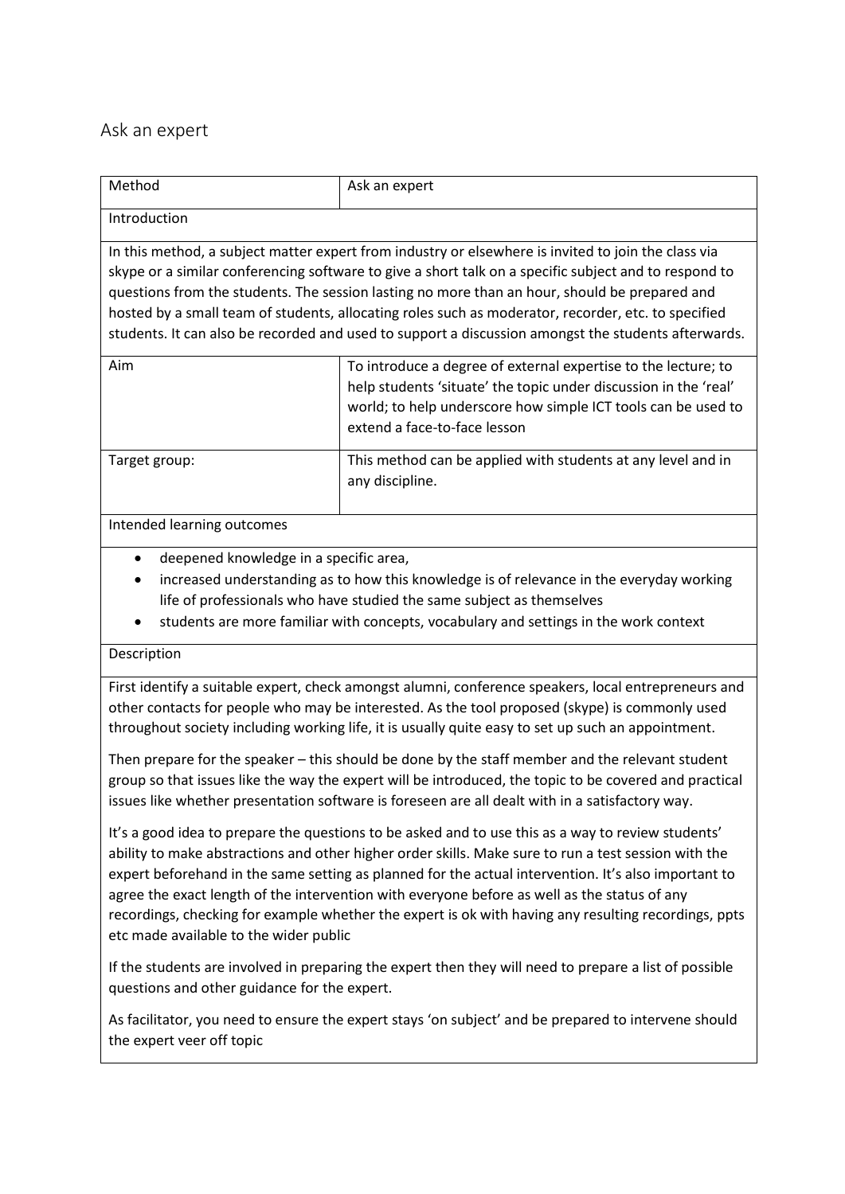## Ask an expert

| Method | Ask an expert |
|---|---|
| Introduction | |
| In this method, a subject matter expert from industry or elsewhere is invited to join the class via skype or a similar conferencing software to give a short talk on a specific subject and to respond to questions from the students. The session lasting no more than an hour, should be prepared and hosted by a small team of students, allocating roles such as moderator, recorder, etc. to specified students. It can also be recorded and used to support a discussion amongst the students afterwards. | |
| Aim | To introduce a degree of external expertise to the lecture; to help students 'situate' the topic under discussion in the 'real' world; to help underscore how simple ICT tools can be used to extend a face-to-face lesson |
| Target group: | This method can be applied with students at any level and in any discipline. |
| Intended learning outcomes | |
| • deepened knowledge in a specific area,<br>• increased understanding as to how this knowledge is of relevance in the everyday working life of professionals who have studied the same subject as themselves<br>• students are more familiar with concepts, vocabulary and settings in the work context | |
| Description | |
| First identify a suitable expert, check amongst alumni, conference speakers, local entrepreneurs and other contacts for people who may be interested. As the tool proposed (skype) is commonly used throughout society including working life, it is usually quite easy to set up such an appointment.<br><br>Then prepare for the speaker – this should be done by the staff member and the relevant student group so that issues like the way the expert will be introduced, the topic to be covered and practical issues like whether presentation software is foreseen are all dealt with in a satisfactory way.<br><br>It's a good idea to prepare the questions to be asked and to use this as a way to review students' ability to make abstractions and other higher order skills. Make sure to run a test session with the expert beforehand in the same setting as planned for the actual intervention. It's also important to agree the exact length of the intervention with everyone before as well as the status of any recordings, checking for example whether the expert is ok with having any resulting recordings, ppts etc made available to the wider public<br><br>If the students are involved in preparing the expert then they will need to prepare a list of possible questions and other guidance for the expert.<br><br>As facilitator, you need to ensure the expert stays 'on subject' and be prepared to intervene should the expert veer off topic | |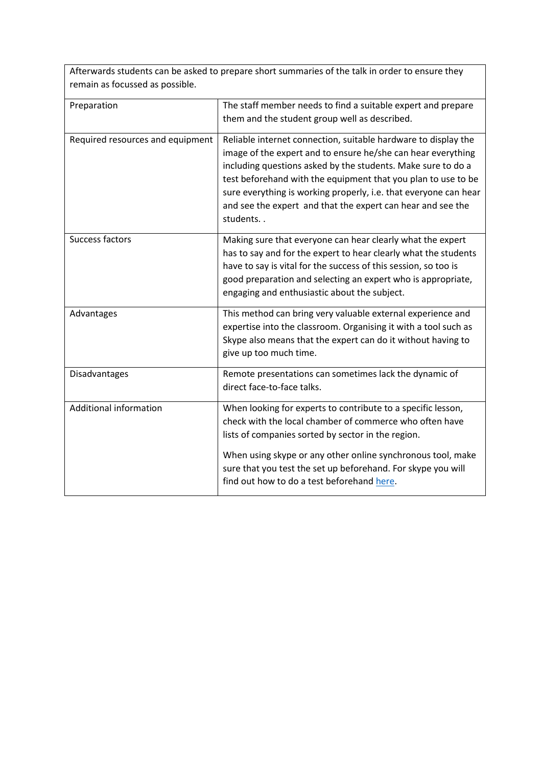| | |
|---|---|
| Afterwards students can be asked to prepare short summaries of the talk in order to ensure they remain as focussed as possible. | |
| Preparation | The staff member needs to find a suitable expert and prepare them and the student group well as described. |
| Required resources and equipment | Reliable internet connection, suitable hardware to display the image of the expert and to ensure he/she can hear everything including questions asked by the students. Make sure to do a test beforehand with the equipment that you plan to use to be sure everything is working properly, i.e. that everyone can hear and see the expert and that the expert can hear and see the students. . |
| Success factors | Making sure that everyone can hear clearly what the expert has to say and for the expert to hear clearly what the students have to say is vital for the success of this session, so too is good preparation and selecting an expert who is appropriate, engaging and enthusiastic about the subject. |
| Advantages | This method can bring very valuable external experience and expertise into the classroom. Organising it with a tool such as Skype also means that the expert can do it without having to give up too much time. |
| Disadvantages | Remote presentations can sometimes lack the dynamic of direct face-to-face talks. |
| Additional information | When looking for experts to contribute to a specific lesson, check with the local chamber of commerce who often have lists of companies sorted by sector in the region.<br><br>When using skype or any other online synchronous tool, make sure that you test the set up beforehand. For skype you will find out how to do a test beforehand here. |